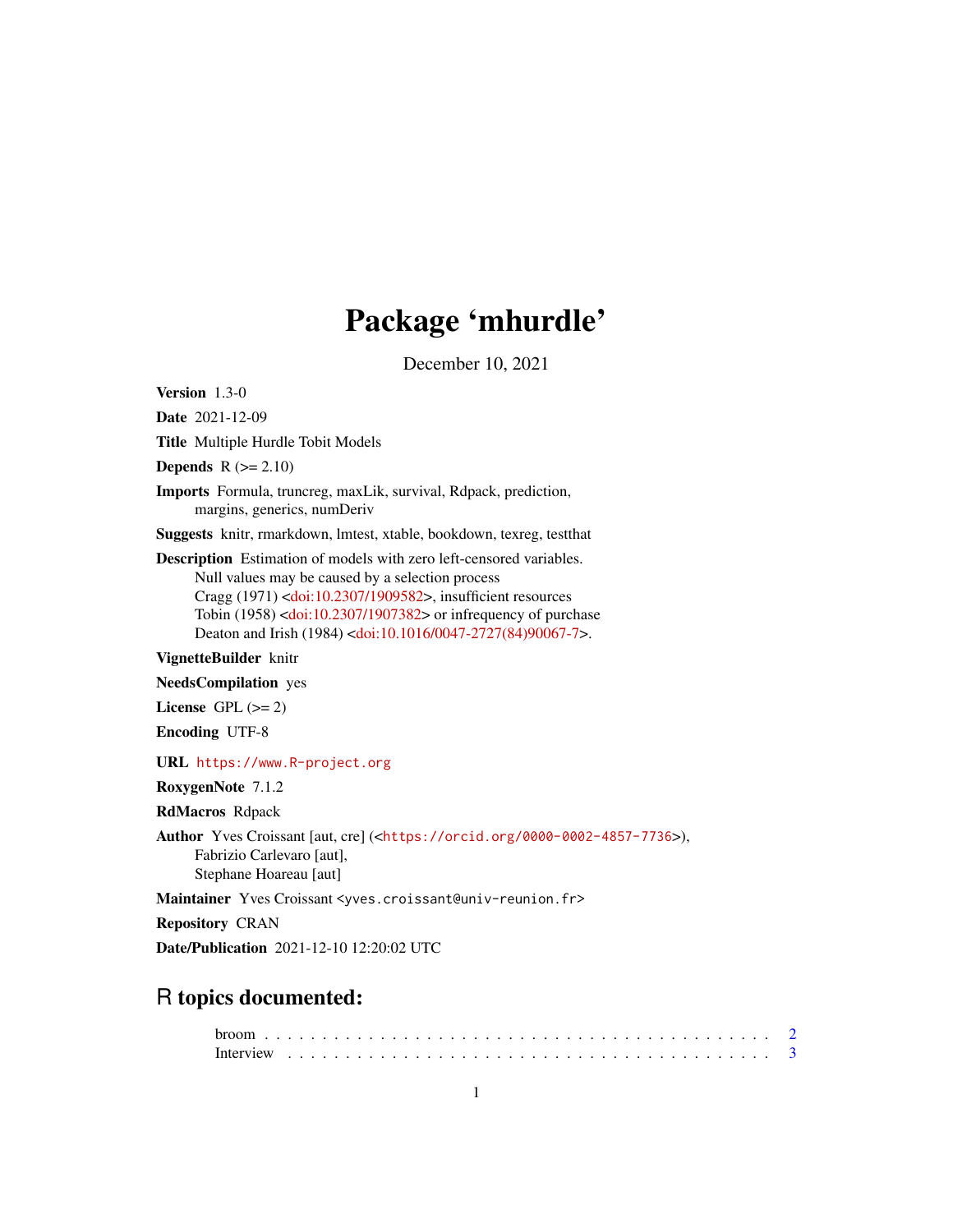# Package 'mhurdle'

December 10, 2021

**Version** 1.3-0

**Date** 2021-12-09

**Title** Multiple Hurdle Tobit Models

**Depends** R (>= 2.10)

**Imports** Formula, truncreg, maxLik, survival, Rdpack, prediction, margins, generics, numDeriv

**Suggests** knitr, rmarkdown, lmtest, xtable, bookdown, texreg, testthat

**Description** Estimation of models with zero left-censored variables. Null values may be caused by a selection process Cragg (1971) <doi:10.2307/1909582>, insufficient resources Tobin (1958) <doi:10.2307/1907382> or infrequency of purchase Deaton and Irish (1984) <doi:10.1016/0047-2727(84)90067-7>.

**VignetteBuilder** knitr

**NeedsCompilation** yes

**License** GPL (>= 2)

**Encoding** UTF-8

**URL** https://www.R-project.org

**RoxygenNote** 7.1.2

**RdMacros** Rdpack

**Author** Yves Croissant [aut, cre] (<https://orcid.org/0000-0002-4857-7736>), Fabrizio Carlevaro [aut], Stephane Hoareau [aut]

**Maintainer** Yves Croissant <yves.croissant@univ-reunion.fr>

**Repository** CRAN

**Date/Publication** 2021-12-10 12:20:02 UTC

## R topics documented:

broom . . . . . . . . . . . . . . . . . . . . . . . . . . . . . . . . . . . . . . . . . . 2
Interview . . . . . . . . . . . . . . . . . . . . . . . . . . . . . . . . . . . . . . . . 3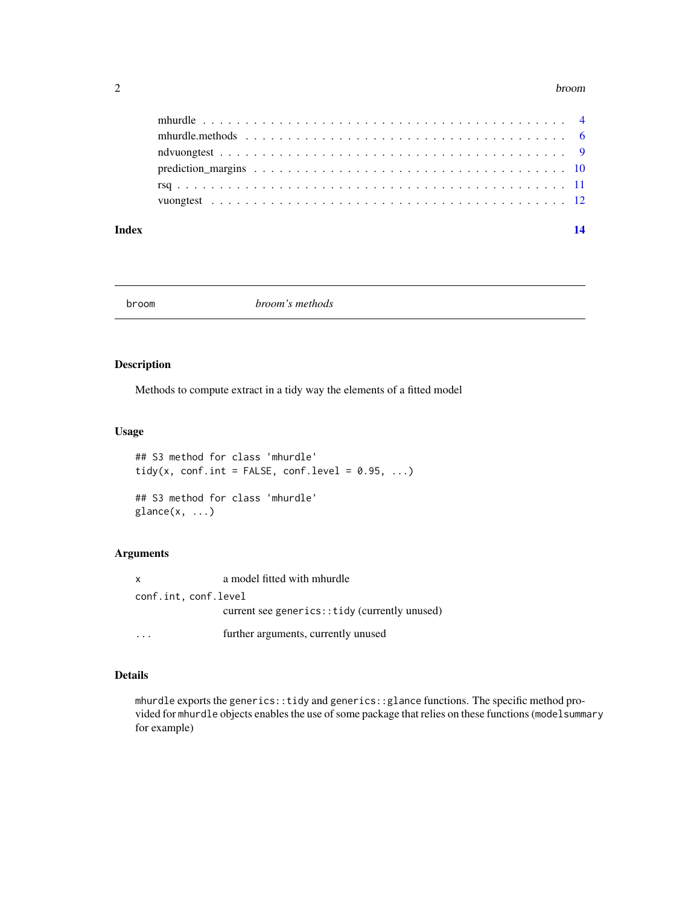mhurdle . . . . . . . . . . . . . . . . . . . . . . . . . . . . . . . . . . . . . . . . . 4
mhurdle.methods . . . . . . . . . . . . . . . . . . . . . . . . . . . . . . . . . . . . . 6
ndvuongtest . . . . . . . . . . . . . . . . . . . . . . . . . . . . . . . . . . . . . . . 9
prediction_margins . . . . . . . . . . . . . . . . . . . . . . . . . . . . . . . . . . . 10
rsq . . . . . . . . . . . . . . . . . . . . . . . . . . . . . . . . . . . . . . . . . . . 11
vuongtest . . . . . . . . . . . . . . . . . . . . . . . . . . . . . . . . . . . . . . . . 12

**Index** **14**

---

## broom — *broom's methods*

### Description

Methods to compute extract in a tidy way the elements of a fitted model

### Usage

```
## S3 method for class 'mhurdle'
tidy(x, conf.int = FALSE, conf.level = 0.95, ...)

## S3 method for class 'mhurdle'
glance(x, ...)
```

### Arguments

| | |
|---|---|
| `x` | a model fitted with mhurdle |
| `conf.int, conf.level` | current see `generics::tidy` (currently unused) |
| `...` | further arguments, currently unused |

### Details

`mhurdle` exports the `generics::tidy` and `generics::glance` functions. The specific method provided for `mhurdle` objects enables the use of some package that relies on these functions (`modelsummary` for example)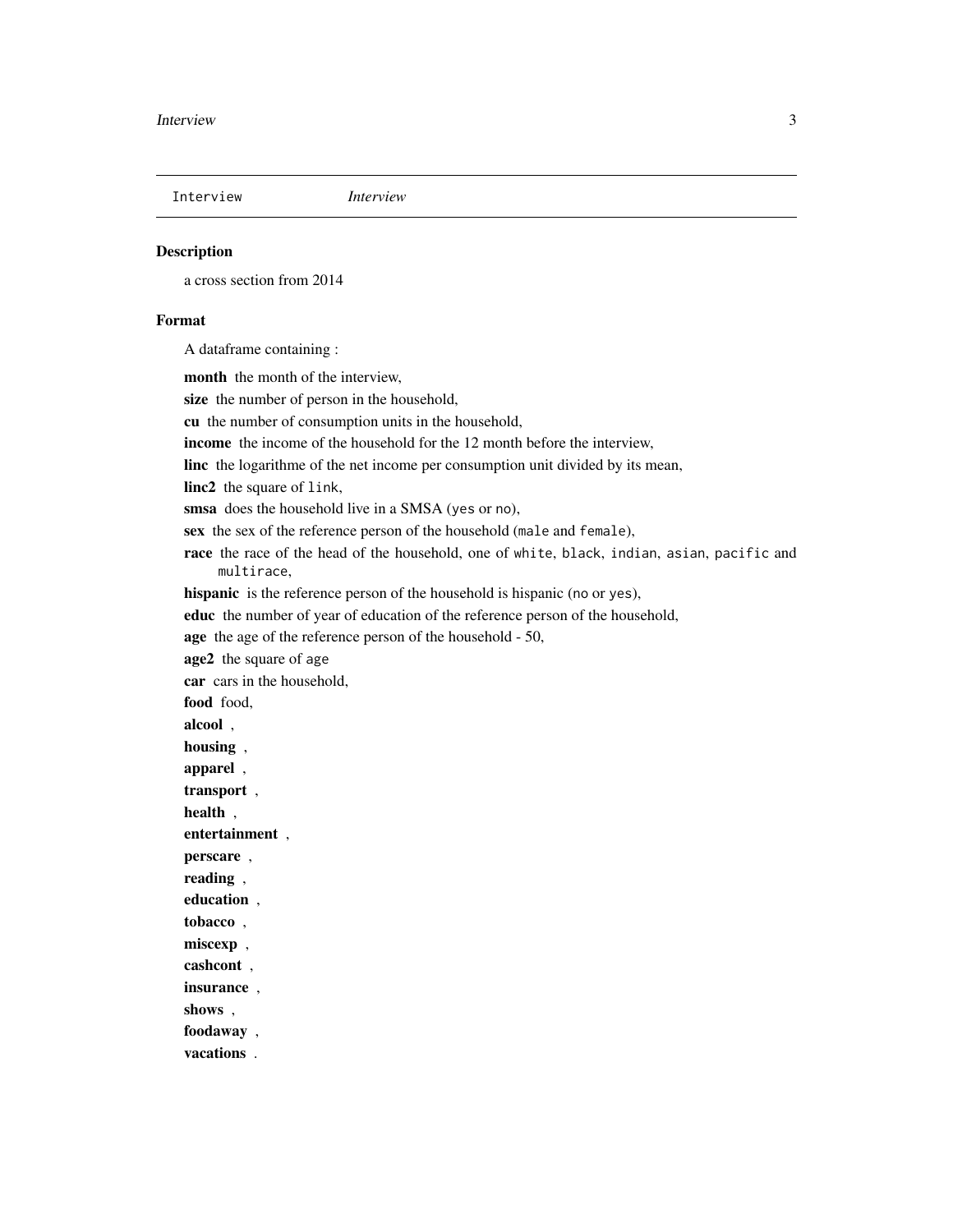## Interview — *Interview*

### Description

a cross section from 2014

### Format

A dataframe containing :

**month** the month of the interview,

**size** the number of person in the household,

**cu** the number of consumption units in the household,

**income** the income of the household for the 12 month before the interview,

**linc** the logarithme of the net income per consumption unit divided by its mean,

**linc2** the square of `link`,

**smsa** does the household live in a SMSA (`yes` or `no`),

**sex** the sex of the reference person of the household (`male` and `female`),

**race** the race of the head of the household, one of `white`, `black`, `indian`, `asian`, `pacific` and `multirace`,

**hispanic** is the reference person of the household is hispanic (`no` or `yes`),

**educ** the number of year of education of the reference person of the household,

**age** the age of the reference person of the household - 50,

**age2** the square of `age`

**car** cars in the household,

**food** food,

**alcool** ,

**housing** ,

**apparel** ,

**transport** ,

**health** ,

**entertainment** ,

**perscare** ,

**reading** ,

**education** ,

**tobacco** ,

**miscexp** ,

**cashcont** ,

**insurance** ,

**shows** ,

**foodaway** ,

**vacations** .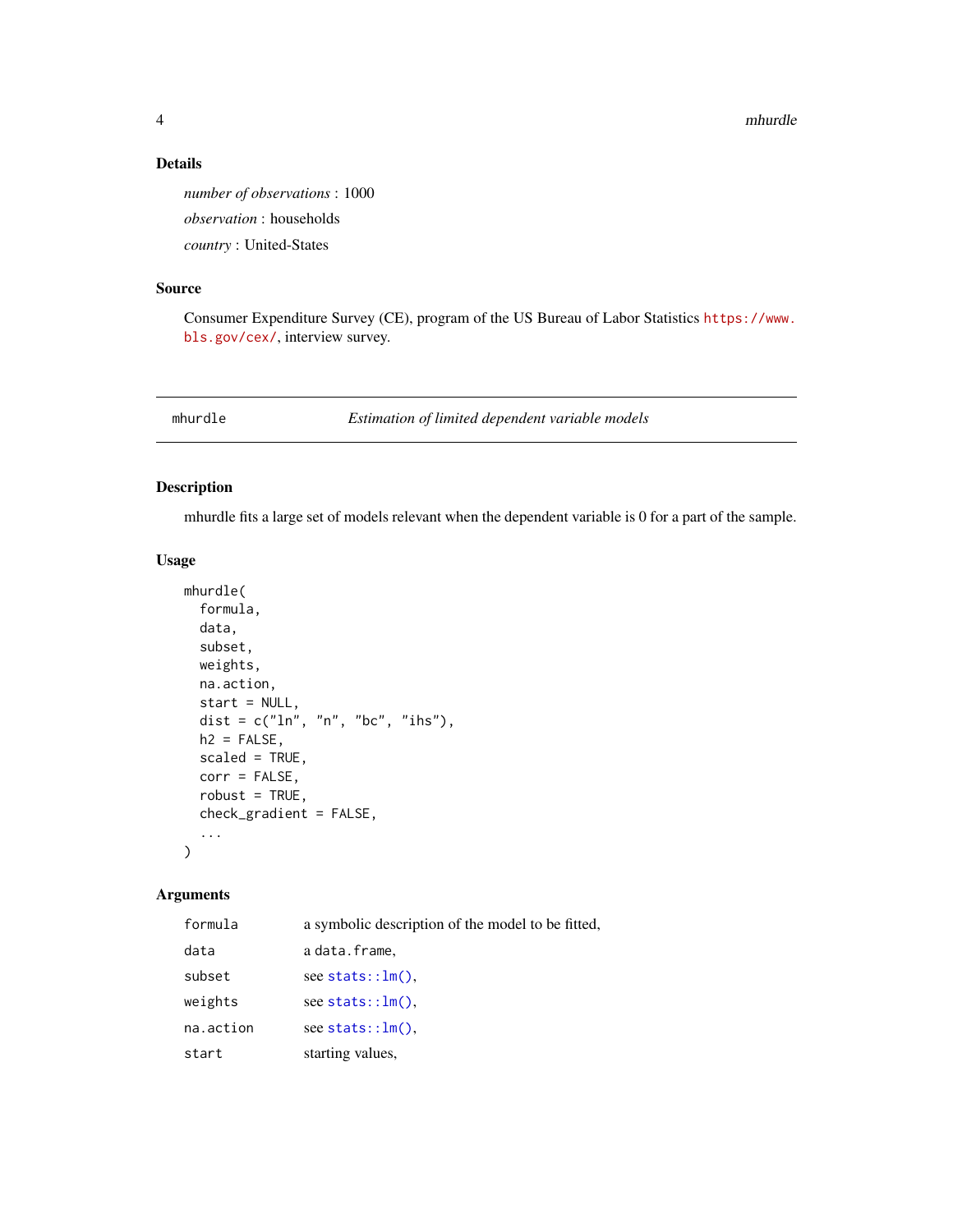## Details

*number of observations* : 1000

*observation* : households

*country* : United-States

## Source

Consumer Expenditure Survey (CE), program of the US Bureau of Labor Statistics https://www.bls.gov/cex/, interview survey.

---

## mhurdle — *Estimation of limited dependent variable models*

---

### Description

mhurdle fits a large set of models relevant when the dependent variable is 0 for a part of the sample.

### Usage

```
mhurdle(
  formula,
  data,
  subset,
  weights,
  na.action,
  start = NULL,
  dist = c("ln", "n", "bc", "ihs"),
  h2 = FALSE,
  scaled = TRUE,
  corr = FALSE,
  robust = TRUE,
  check_gradient = FALSE,
  ...
)
```

### Arguments

| | |
|---|---|
| formula | a symbolic description of the model to be fitted, |
| data | a `data.frame`, |
| subset | see `stats::lm()`, |
| weights | see `stats::lm()`, |
| na.action | see `stats::lm()`, |
| start | starting values, |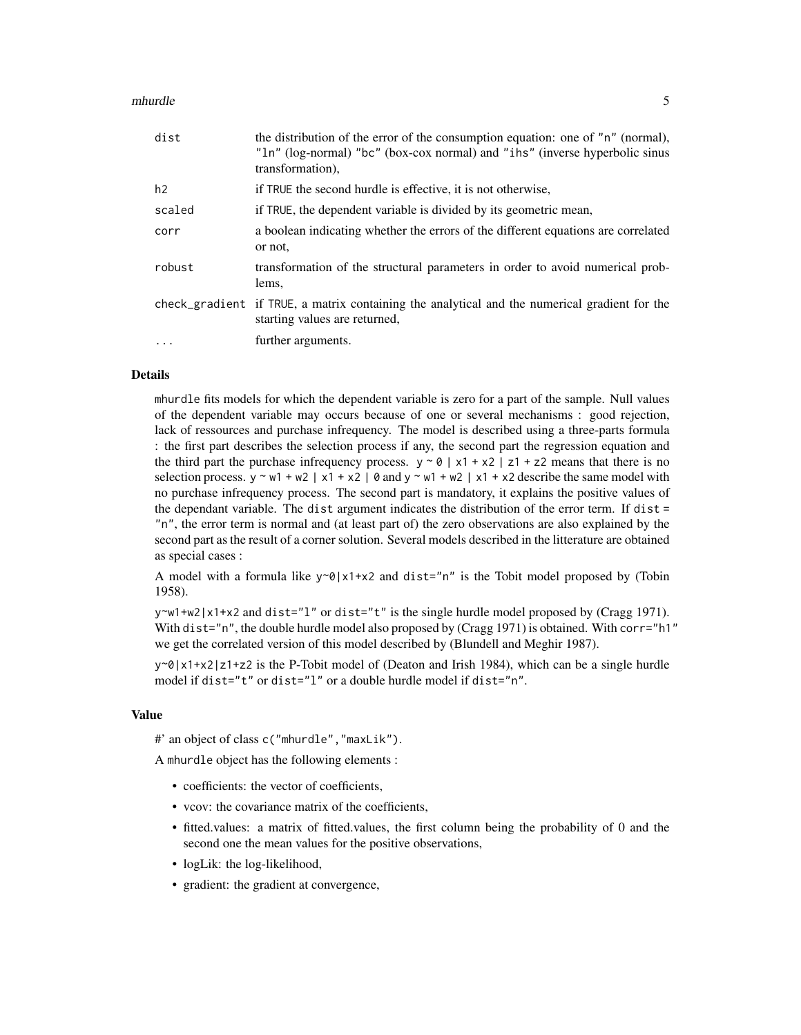| | |
|---|---|
| `dist` | the distribution of the error of the consumption equation: one of `"n"` (normal), `"ln"` (log-normal) `"bc"` (box-cox normal) and `"ihs"` (inverse hyperbolic sinus transformation), |
| `h2` | if `TRUE` the second hurdle is effective, it is not otherwise, |
| `scaled` | if `TRUE`, the dependent variable is divided by its geometric mean, |
| `corr` | a boolean indicating whether the errors of the different equations are correlated or not, |
| `robust` | transformation of the structural parameters in order to avoid numerical problems, |
| `check_gradient` | if `TRUE`, a matrix containing the analytical and the numerical gradient for the starting values are returned, |
| `...` | further arguments. |

## Details

`mhurdle` fits models for which the dependent variable is zero for a part of the sample. Null values of the dependent variable may occurs because of one or several mechanisms : good rejection, lack of ressources and purchase infrequency. The model is described using a three-parts formula : the first part describes the selection process if any, the second part the regression equation and the third part the purchase infrequency process. `y ~ 0 | x1 + x2 | z1 + z2` means that there is no selection process. `y ~ w1 + w2 | x1 + x2 | 0` and `y ~ w1 + w2 | x1 + x2` describe the same model with no purchase infrequency process. The second part is mandatory, it explains the positive values of the dependant variable. The `dist` argument indicates the distribution of the error term. If `dist = "n"`, the error term is normal and (at least part of) the zero observations are also explained by the second part as the result of a corner solution. Several models described in the litterature are obtained as special cases :

A model with a formula like `y~0|x1+x2` and `dist="n"` is the Tobit model proposed by (Tobin 1958).

`y~w1+w2|x1+x2` and `dist="l"` or `dist="t"` is the single hurdle model proposed by (Cragg 1971). With `dist="n"`, the double hurdle model also proposed by (Cragg 1971) is obtained. With `corr="h1"` we get the correlated version of this model described by (Blundell and Meghir 1987).

`y~0|x1+x2|z1+z2` is the P-Tobit model of (Deaton and Irish 1984), which can be a single hurdle model if `dist="t"` or `dist="l"` or a double hurdle model if `dist="n"`.

## Value

#' an object of class `c("mhurdle","maxLik")`.

A `mhurdle` object has the following elements :

- coefficients: the vector of coefficients,
- vcov: the covariance matrix of the coefficients,
- fitted.values: a matrix of fitted.values, the first column being the probability of 0 and the second one the mean values for the positive observations,
- logLik: the log-likelihood,
- gradient: the gradient at convergence,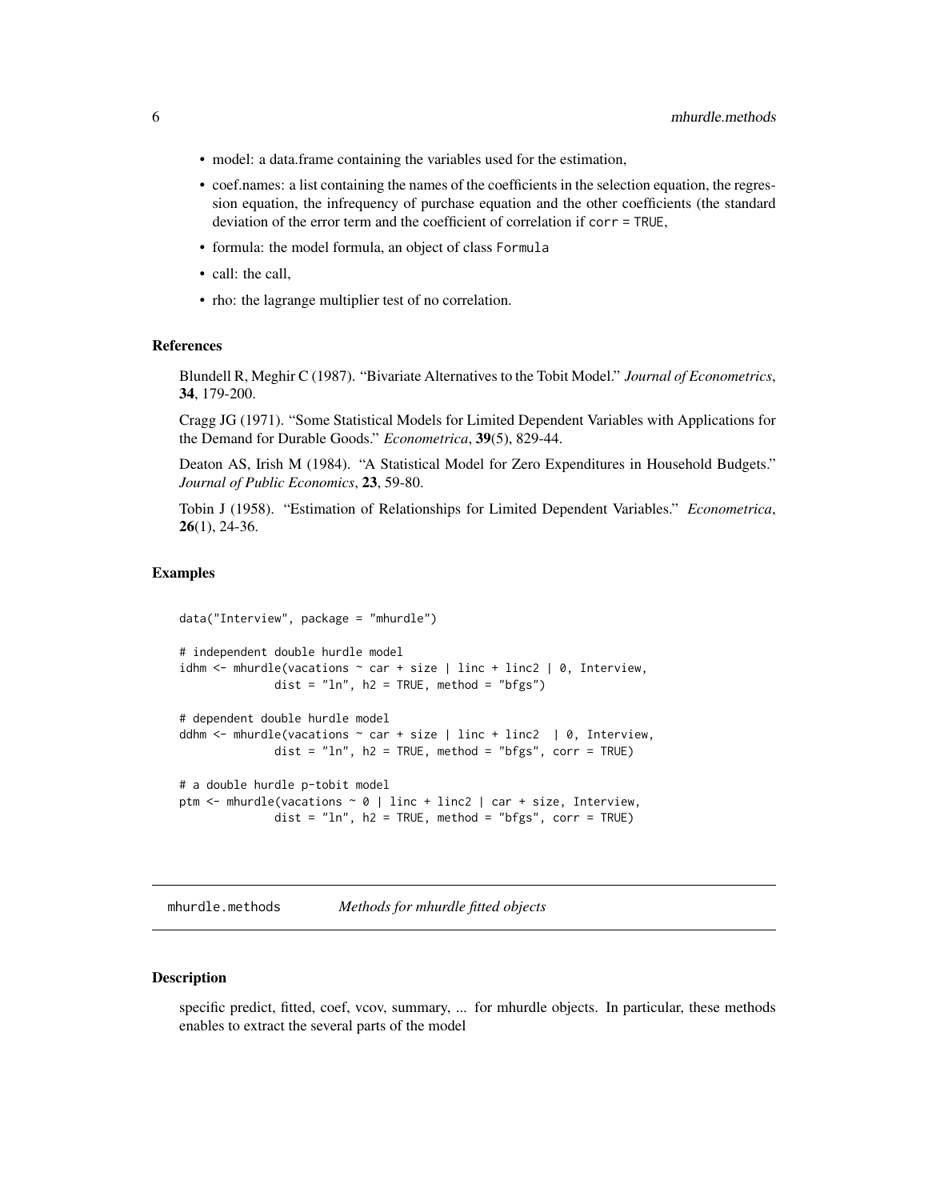- model: a data.frame containing the variables used for the estimation,
- coef.names: a list containing the names of the coefficients in the selection equation, the regression equation, the infrequency of purchase equation and the other coefficients (the standard deviation of the error term and the coefficient of correlation if `corr = TRUE`,
- formula: the model formula, an object of class `Formula`
- call: the call,
- rho: the lagrange multiplier test of no correlation.

### References

Blundell R, Meghir C (1987). "Bivariate Alternatives to the Tobit Model." *Journal of Econometrics*, **34**, 179-200.

Cragg JG (1971). "Some Statistical Models for Limited Dependent Variables with Applications for the Demand for Durable Goods." *Econometrica*, **39**(5), 829-44.

Deaton AS, Irish M (1984). "A Statistical Model for Zero Expenditures in Household Budgets." *Journal of Public Economics*, **23**, 59-80.

Tobin J (1958). "Estimation of Relationships for Limited Dependent Variables." *Econometrica*, **26**(1), 24-36.

### Examples

```
data("Interview", package = "mhurdle")

# independent double hurdle model
idhm <- mhurdle(vacations ~ car + size | linc + linc2 | 0, Interview,
              dist = "ln", h2 = TRUE, method = "bfgs")

# dependent double hurdle model
ddhm <- mhurdle(vacations ~ car + size | linc + linc2  | 0, Interview,
              dist = "ln", h2 = TRUE, method = "bfgs", corr = TRUE)

# a double hurdle p-tobit model
ptm <- mhurdle(vacations ~ 0 | linc + linc2 | car + size, Interview,
              dist = "ln", h2 = TRUE, method = "bfgs", corr = TRUE)
```

## mhurdle.methods — *Methods for mhurdle fitted objects*

### Description

specific predict, fitted, coef, vcov, summary, ... for mhurdle objects. In particular, these methods enables to extract the several parts of the model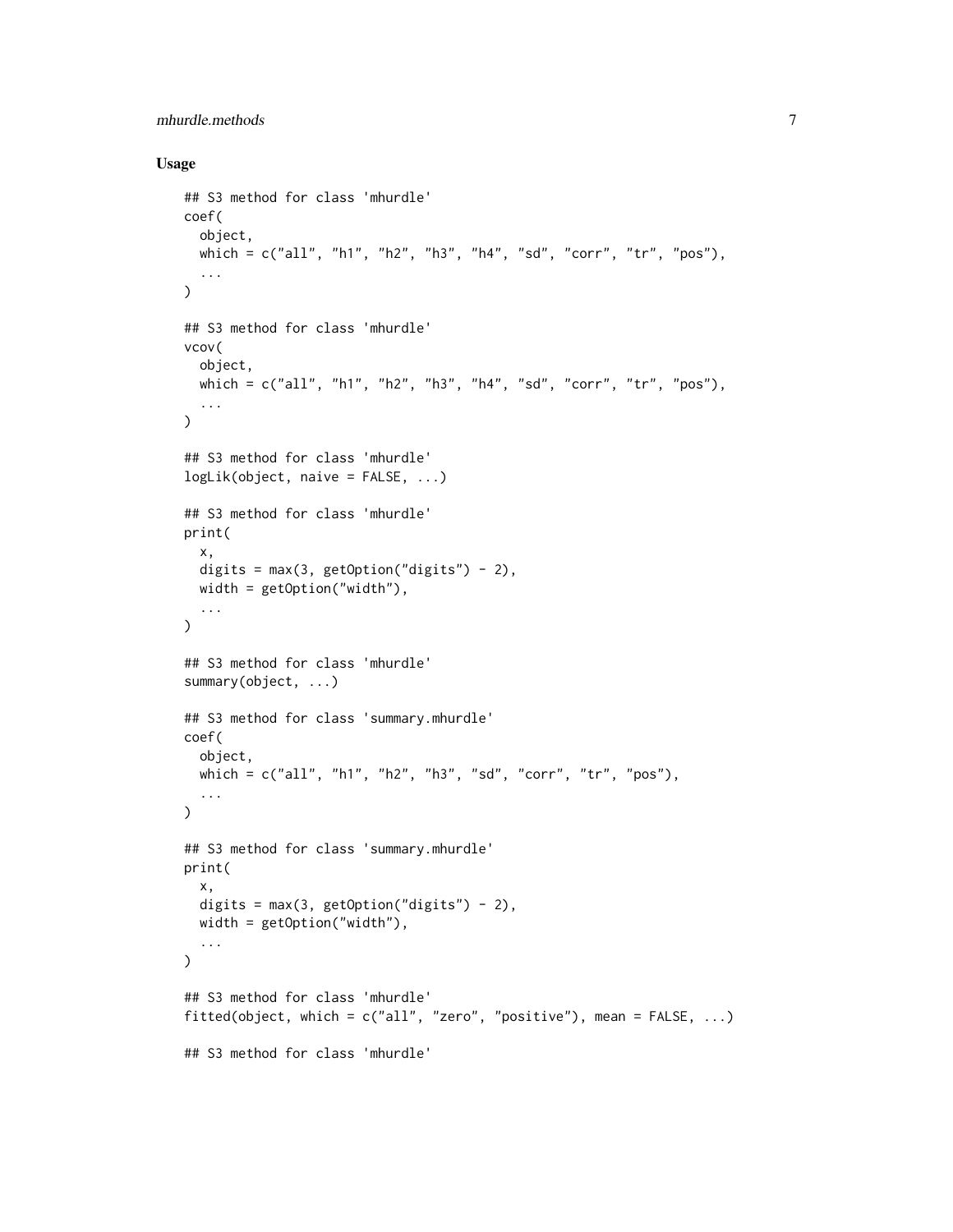## Usage

```
## S3 method for class 'mhurdle'
coef(
  object,
  which = c("all", "h1", "h2", "h3", "h4", "sd", "corr", "tr", "pos"),
  ...
)

## S3 method for class 'mhurdle'
vcov(
  object,
  which = c("all", "h1", "h2", "h3", "h4", "sd", "corr", "tr", "pos"),
  ...
)

## S3 method for class 'mhurdle'
logLik(object, naive = FALSE, ...)

## S3 method for class 'mhurdle'
print(
  x,
  digits = max(3, getOption("digits") - 2),
  width = getOption("width"),
  ...
)

## S3 method for class 'mhurdle'
summary(object, ...)

## S3 method for class 'summary.mhurdle'
coef(
  object,
  which = c("all", "h1", "h2", "h3", "sd", "corr", "tr", "pos"),
  ...
)

## S3 method for class 'summary.mhurdle'
print(
  x,
  digits = max(3, getOption("digits") - 2),
  width = getOption("width"),
  ...
)

## S3 method for class 'mhurdle'
fitted(object, which = c("all", "zero", "positive"), mean = FALSE, ...)

## S3 method for class 'mhurdle'
```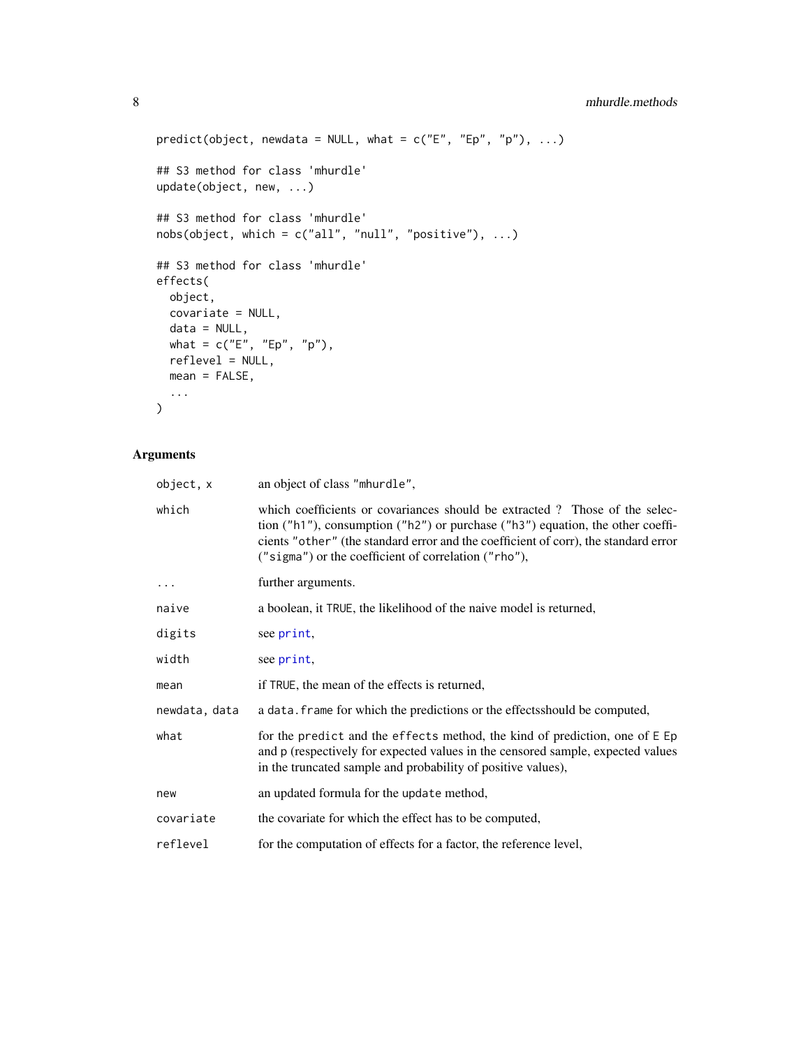```
predict(object, newdata = NULL, what = c("E", "Ep", "p"), ...)

## S3 method for class 'mhurdle'
update(object, new, ...)

## S3 method for class 'mhurdle'
nobs(object, which = c("all", "null", "positive"), ...)

## S3 method for class 'mhurdle'
effects(
  object,
  covariate = NULL,
  data = NULL,
  what = c("E", "Ep", "p"),
  reflevel = NULL,
  mean = FALSE,
  ...
)
```

## Arguments

| | |
|---|---|
| `object, x` | an object of class `"mhurdle"`, |
| `which` | which coefficients or covariances should be extracted ? Those of the selection (`"h1"`), consumption (`"h2"`) or purchase (`"h3"`) equation, the other coefficients `"other"` (the standard error and the coefficient of corr), the standard error (`"sigma"`) or the coefficient of correlation (`"rho"`), |
| `...` | further arguments. |
| `naive` | a boolean, it `TRUE`, the likelihood of the naive model is returned, |
| `digits` | see `print`, |
| `width` | see `print`, |
| `mean` | if `TRUE`, the mean of the effects is returned, |
| `newdata, data` | a `data.frame` for which the predictions or the effectsshould be computed, |
| `what` | for the `predict` and the `effects` method, the kind of prediction, one of `E` `Ep` and `p` (respectively for expected values in the censored sample, expected values in the truncated sample and probability of positive values), |
| `new` | an updated formula for the `update` method, |
| `covariate` | the covariate for which the effect has to be computed, |
| `reflevel` | for the computation of effects for a factor, the reference level, |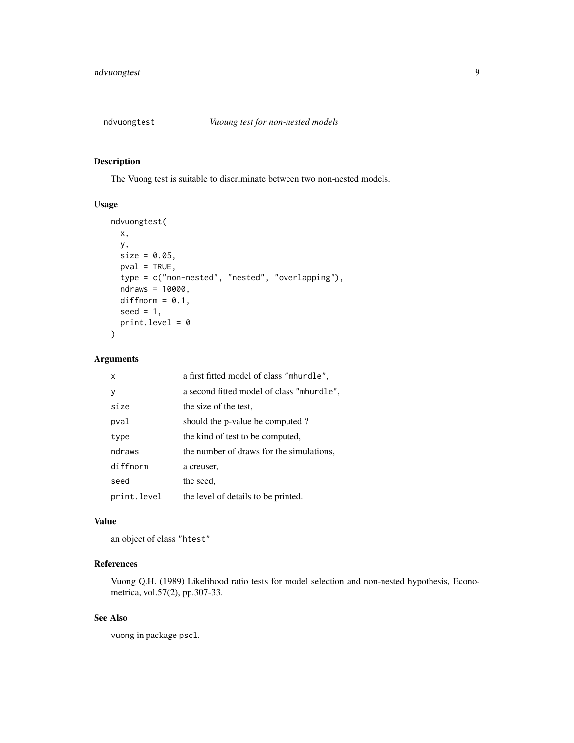## ndvuongtest *Vuoung test for non-nested models*

### Description

The Vuong test is suitable to discriminate between two non-nested models.

### Usage

```
ndvuongtest(
  x,
  y,
  size = 0.05,
  pval = TRUE,
  type = c("non-nested", "nested", "overlapping"),
  ndraws = 10000,
  diffnorm = 0.1,
  seed = 1,
  print.level = 0
)
```

### Arguments

| | |
|---|---|
| `x` | a first fitted model of class `"mhurdle"`, |
| `y` | a second fitted model of class `"mhurdle"`, |
| `size` | the size of the test, |
| `pval` | should the p-value be computed ? |
| `type` | the kind of test to be computed, |
| `ndraws` | the number of draws for the simulations, |
| `diffnorm` | a creuser, |
| `seed` | the seed, |
| `print.level` | the level of details to be printed. |

### Value

an object of class `"htest"`

### References

Vuong Q.H. (1989) Likelihood ratio tests for model selection and non-nested hypothesis, Econometrica, vol.57(2), pp.307-33.

### See Also

`vuong` in package `pscl`.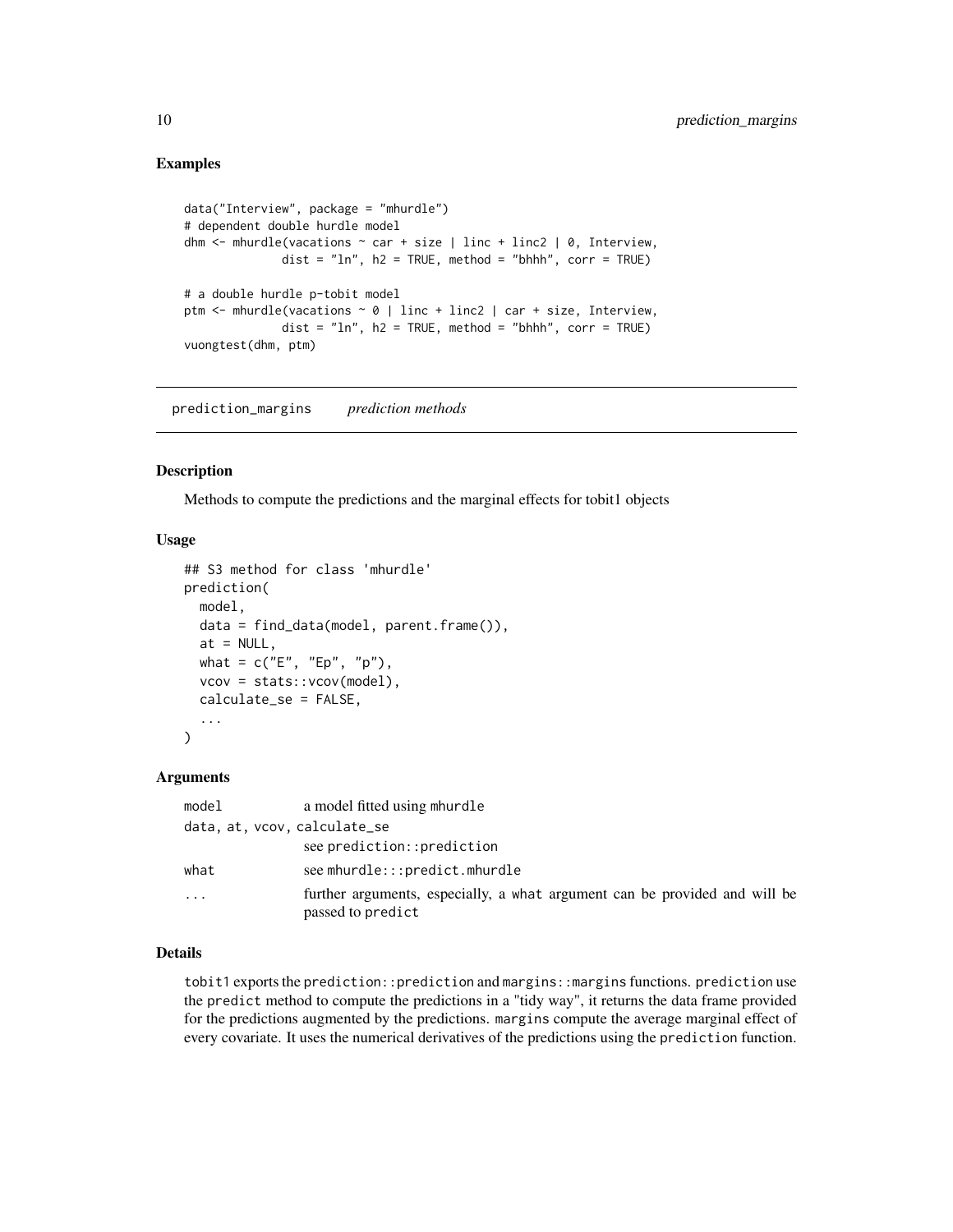## Examples

```
data("Interview", package = "mhurdle")
# dependent double hurdle model
dhm <- mhurdle(vacations ~ car + size | linc + linc2 | 0, Interview,
              dist = "ln", h2 = TRUE, method = "bhhh", corr = TRUE)

# a double hurdle p-tobit model
ptm <- mhurdle(vacations ~ 0 | linc + linc2 | car + size, Interview,
              dist = "ln", h2 = TRUE, method = "bhhh", corr = TRUE)
vuongtest(dhm, ptm)
```

---

# prediction_margins *prediction methods*

## Description

Methods to compute the predictions and the marginal effects for tobit1 objects

## Usage

```
## S3 method for class 'mhurdle'
prediction(
  model,
  data = find_data(model, parent.frame()),
  at = NULL,
  what = c("E", "Ep", "p"),
  vcov = stats::vcov(model),
  calculate_se = FALSE,
  ...
)
```

## Arguments

| | |
|---|---|
| model | a model fitted using mhurdle |
| data, at, vcov, calculate_se | see prediction::prediction |
| what | see mhurdle:::predict.mhurdle |
| ... | further arguments, especially, a what argument can be provided and will be passed to predict |

## Details

tobit1 exports the prediction::prediction and margins::margins functions. prediction use the predict method to compute the predictions in a "tidy way", it returns the data frame provided for the predictions augmented by the predictions. margins compute the average marginal effect of every covariate. It uses the numerical derivatives of the predictions using the prediction function.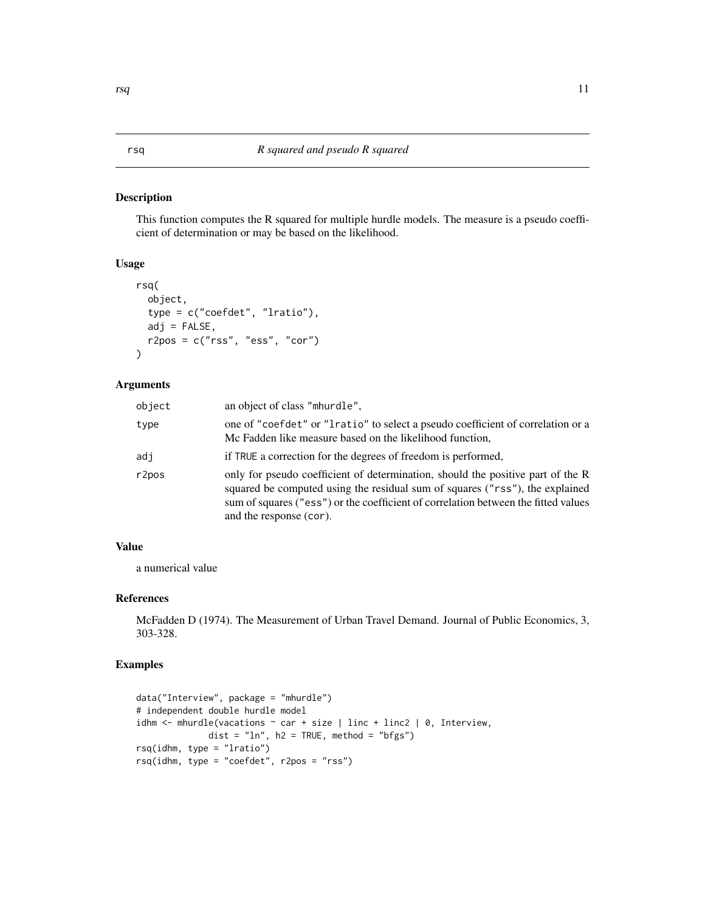## rsq — *R squared and pseudo R squared*

### Description

This function computes the R squared for multiple hurdle models. The measure is a pseudo coefficient of determination or may be based on the likelihood.

### Usage

```
rsq(
  object,
  type = c("coefdet", "lratio"),
  adj = FALSE,
  r2pos = c("rss", "ess", "cor")
)
```

### Arguments

| | |
|---|---|
| `object` | an object of class "mhurdle", |
| `type` | one of "coefdet" or "lratio" to select a pseudo coefficient of correlation or a Mc Fadden like measure based on the likelihood function, |
| `adj` | if TRUE a correction for the degrees of freedom is performed, |
| `r2pos` | only for pseudo coefficient of determination, should the positive part of the R squared be computed using the residual sum of squares ("rss"), the explained sum of squares ("ess") or the coefficient of correlation between the fitted values and the response (cor). |

### Value

a numerical value

### References

McFadden D (1974). The Measurement of Urban Travel Demand. Journal of Public Economics, 3, 303-328.

### Examples

```
data("Interview", package = "mhurdle")
# independent double hurdle model
idhm <- mhurdle(vacations ~ car + size | linc + linc2 | 0, Interview,
              dist = "ln", h2 = TRUE, method = "bfgs")
rsq(idhm, type = "lratio")
rsq(idhm, type = "coefdet", r2pos = "rss")
```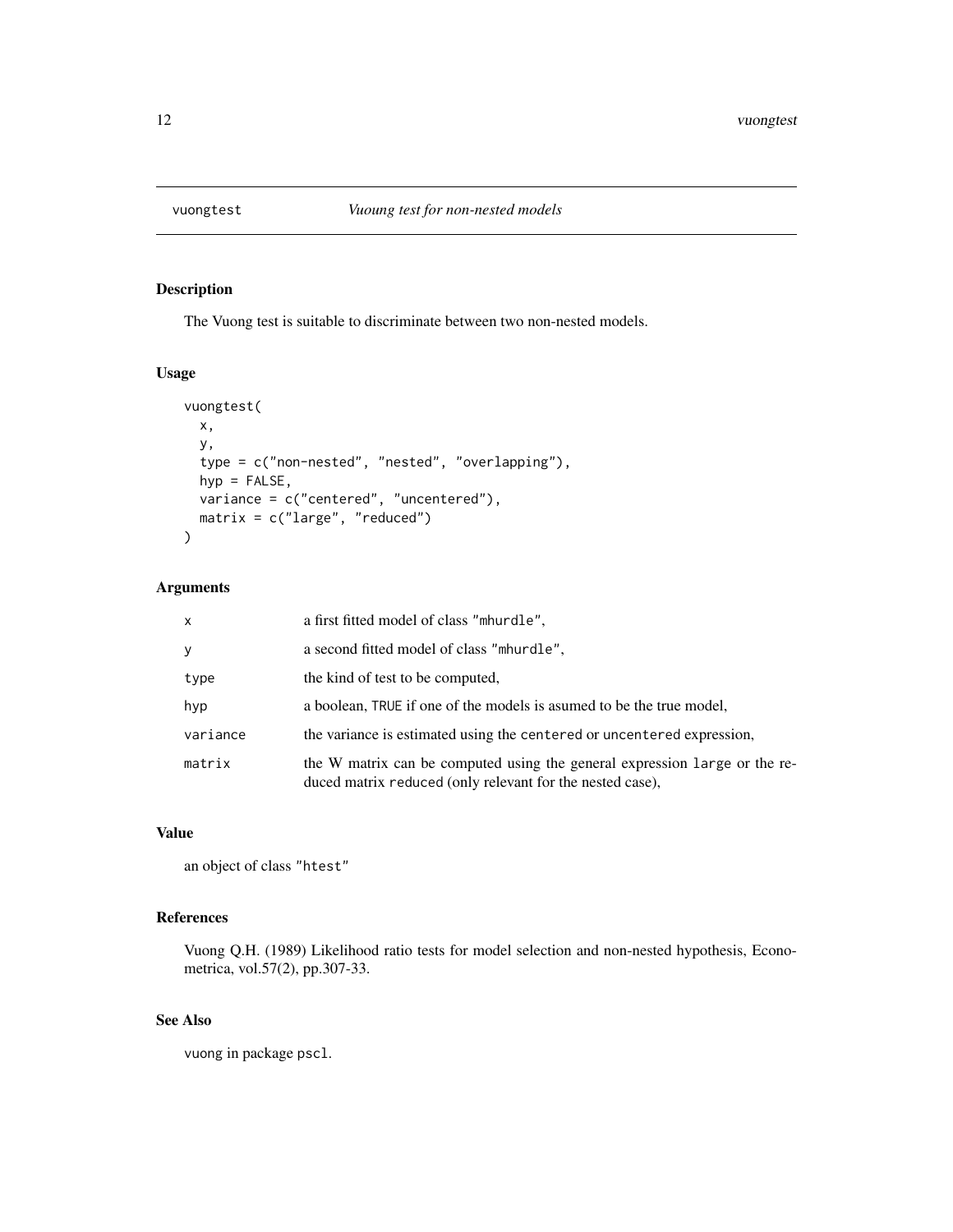# vuongtest — *Vuoung test for non-nested models*

## Description

The Vuong test is suitable to discriminate between two non-nested models.

## Usage

```
vuongtest(
  x,
  y,
  type = c("non-nested", "nested", "overlapping"),
  hyp = FALSE,
  variance = c("centered", "uncentered"),
  matrix = c("large", "reduced")
)
```

## Arguments

| | |
|---|---|
| `x` | a first fitted model of class `"mhurdle"`, |
| `y` | a second fitted model of class `"mhurdle"`, |
| `type` | the kind of test to be computed, |
| `hyp` | a boolean, `TRUE` if one of the models is asumed to be the true model, |
| `variance` | the variance is estimated using the `centered` or `uncentered` expression, |
| `matrix` | the W matrix can be computed using the general expression `large` or the reduced matrix `reduced` (only relevant for the nested case), |

## Value

an object of class `"htest"`

## References

Vuong Q.H. (1989) Likelihood ratio tests for model selection and non-nested hypothesis, Econometrica, vol.57(2), pp.307-33.

## See Also

`vuong` in package `pscl`.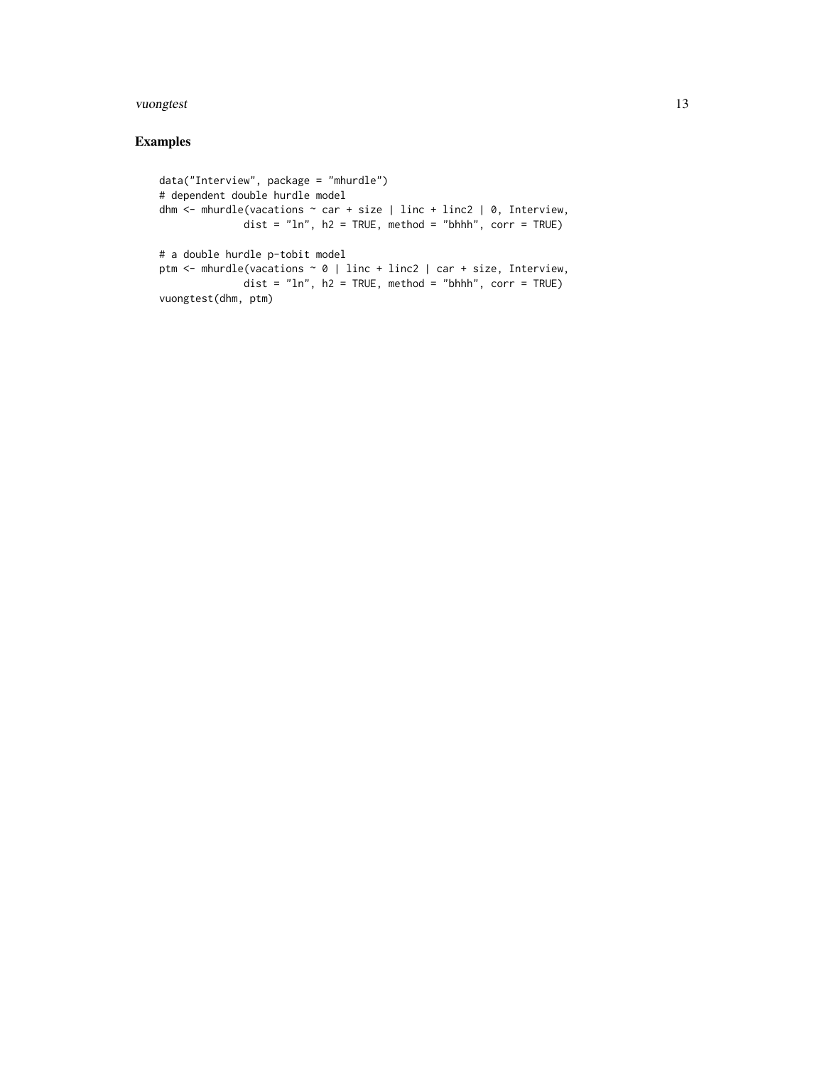## Examples

```
data("Interview", package = "mhurdle")
# dependent double hurdle model
dhm <- mhurdle(vacations ~ car + size | linc + linc2 | 0, Interview,
              dist = "ln", h2 = TRUE, method = "bhhh", corr = TRUE)

# a double hurdle p-tobit model
ptm <- mhurdle(vacations ~ 0 | linc + linc2 | car + size, Interview,
              dist = "ln", h2 = TRUE, method = "bhhh", corr = TRUE)
vuongtest(dhm, ptm)
```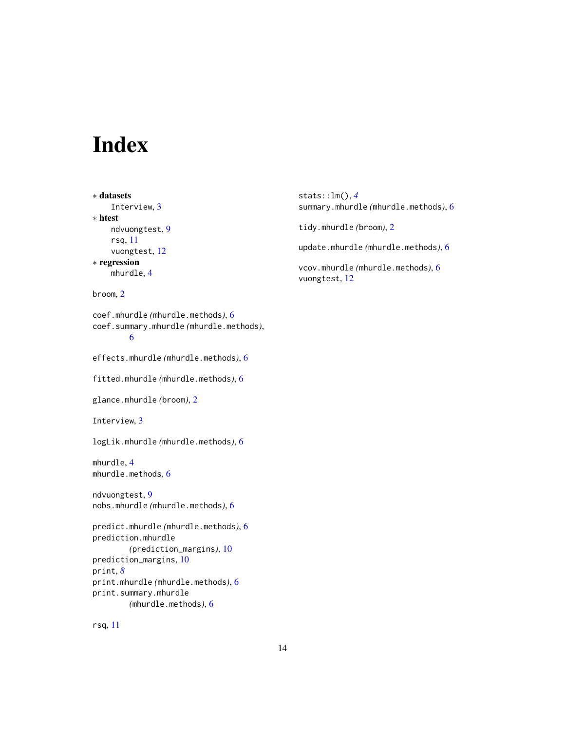# Index

* **datasets**
  - Interview, 3
* **htest**
  - ndvuongtest, 9
  - rsq, 11
  - vuongtest, 12
* **regression**
  - mhurdle, 4

broom, 2

coef.mhurdle *(mhurdle.methods)*, 6
coef.summary.mhurdle *(mhurdle.methods)*, 6

effects.mhurdle *(mhurdle.methods)*, 6

fitted.mhurdle *(mhurdle.methods)*, 6

glance.mhurdle *(broom)*, 2

Interview, 3

logLik.mhurdle *(mhurdle.methods)*, 6

mhurdle, 4
mhurdle.methods, 6

ndvuongtest, 9
nobs.mhurdle *(mhurdle.methods)*, 6

predict.mhurdle *(mhurdle.methods)*, 6
prediction.mhurdle *(prediction_margins)*, 10
prediction_margins, 10
print, *8*
print.mhurdle *(mhurdle.methods)*, 6
print.summary.mhurdle *(mhurdle.methods)*, 6

rsq, 11

stats::lm(), *4*
summary.mhurdle *(mhurdle.methods)*, 6

tidy.mhurdle *(broom)*, 2

update.mhurdle *(mhurdle.methods)*, 6

vcov.mhurdle *(mhurdle.methods)*, 6
vuongtest, 12